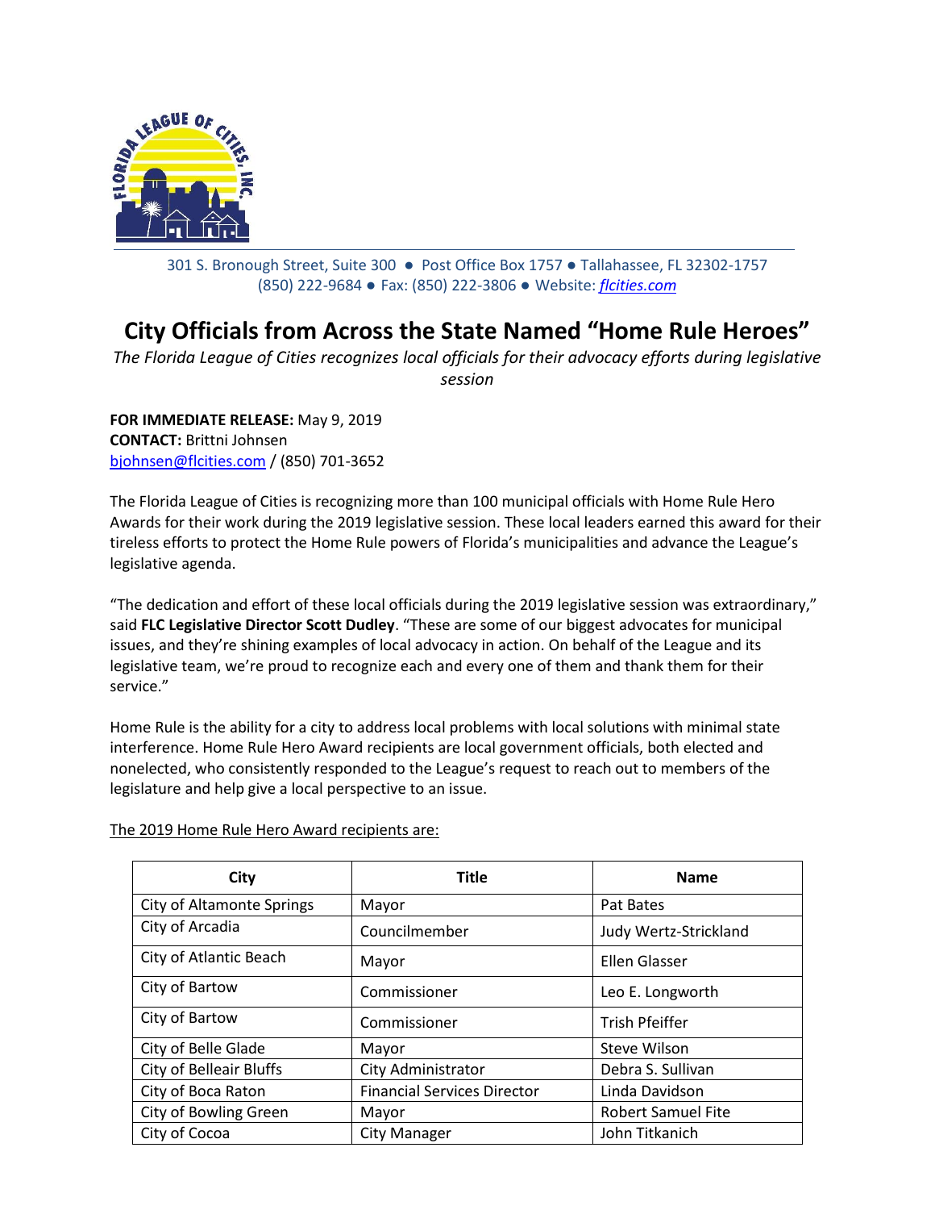301 S. Bronough Street, Suite 300 ● Post Office Box 1757 ● Tallahassee, FL 32302-1757
(850) 222-9684 ● Fax: (850) 222-3806 ● Website: *flcities.com*

# City Officials from Across the State Named "Home Rule Heroes"

*The Florida League of Cities recognizes local officials for their advocacy efforts during legislative session*

**FOR IMMEDIATE RELEASE:** May 9, 2019
**CONTACT:** Brittni Johnsen
bjohnsen@flcities.com / (850) 701-3652

The Florida League of Cities is recognizing more than 100 municipal officials with Home Rule Hero Awards for their work during the 2019 legislative session. These local leaders earned this award for their tireless efforts to protect the Home Rule powers of Florida's municipalities and advance the League's legislative agenda.

"The dedication and effort of these local officials during the 2019 legislative session was extraordinary," said **FLC Legislative Director Scott Dudley**. "These are some of our biggest advocates for municipal issues, and they're shining examples of local advocacy in action. On behalf of the League and its legislative team, we're proud to recognize each and every one of them and thank them for their service."

Home Rule is the ability for a city to address local problems with local solutions with minimal state interference. Home Rule Hero Award recipients are local government officials, both elected and nonelected, who consistently responded to the League's request to reach out to members of the legislature and help give a local perspective to an issue.

The 2019 Home Rule Hero Award recipients are:

| City | Title | Name |
|---|---|---|
| City of Altamonte Springs | Mayor | Pat Bates |
| City of Arcadia | Councilmember | Judy Wertz-Strickland |
| City of Atlantic Beach | Mayor | Ellen Glasser |
| City of Bartow | Commissioner | Leo E. Longworth |
| City of Bartow | Commissioner | Trish Pfeiffer |
| City of Belle Glade | Mayor | Steve Wilson |
| City of Belleair Bluffs | City Administrator | Debra S. Sullivan |
| City of Boca Raton | Financial Services Director | Linda Davidson |
| City of Bowling Green | Mayor | Robert Samuel Fite |
| City of Cocoa | City Manager | John Titkanich |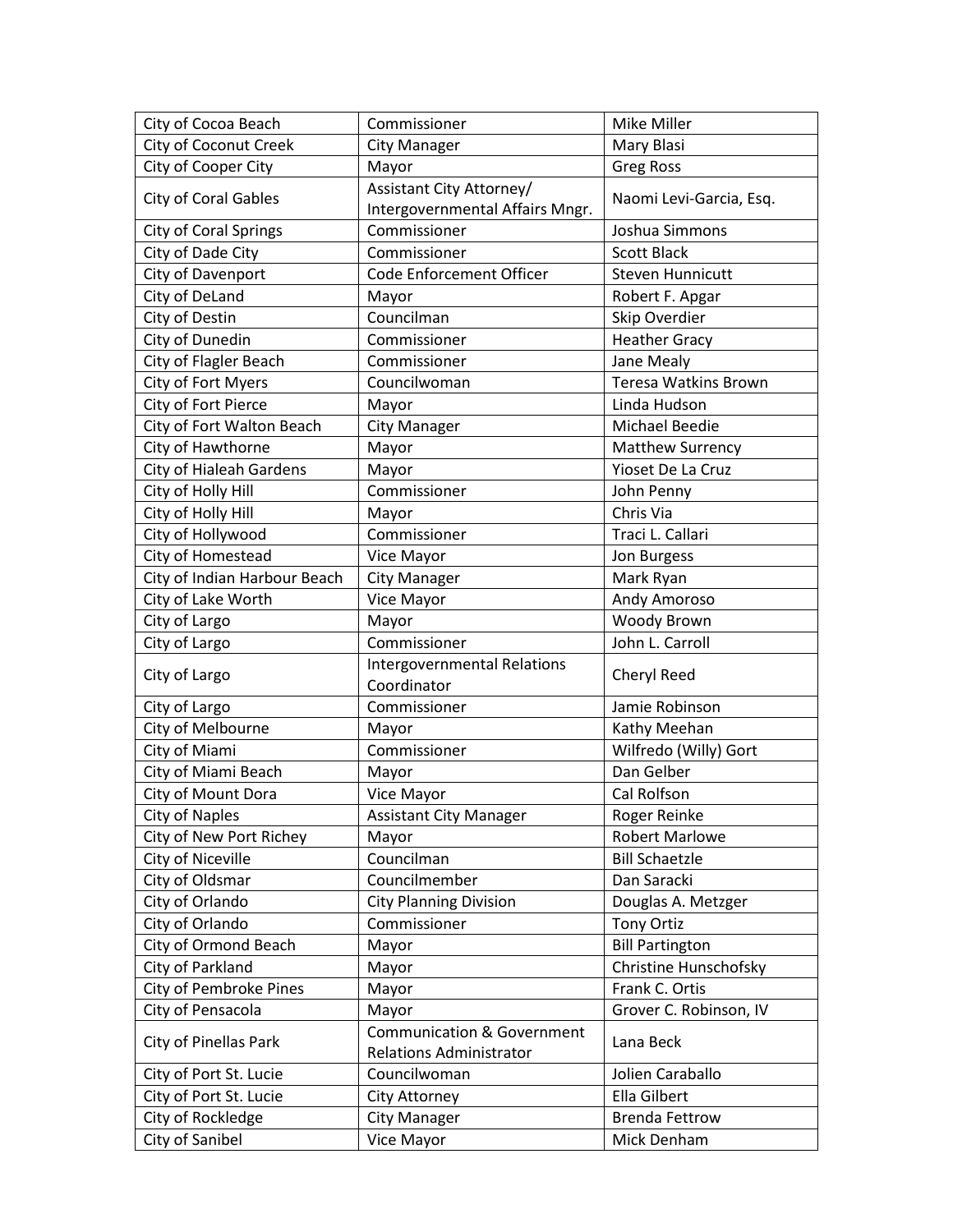| City of Cocoa Beach | Commissioner | Mike Miller |
|---|---|---|
| City of Coconut Creek | City Manager | Mary Blasi |
| City of Cooper City | Mayor | Greg Ross |
| City of Coral Gables | Assistant City Attorney/ Intergovernmental Affairs Mngr. | Naomi Levi-Garcia, Esq. |
| City of Coral Springs | Commissioner | Joshua Simmons |
| City of Dade City | Commissioner | Scott Black |
| City of Davenport | Code Enforcement Officer | Steven Hunnicutt |
| City of DeLand | Mayor | Robert F. Apgar |
| City of Destin | Councilman | Skip Overdier |
| City of Dunedin | Commissioner | Heather Gracy |
| City of Flagler Beach | Commissioner | Jane Mealy |
| City of Fort Myers | Councilwoman | Teresa Watkins Brown |
| City of Fort Pierce | Mayor | Linda Hudson |
| City of Fort Walton Beach | City Manager | Michael Beedie |
| City of Hawthorne | Mayor | Matthew Surrency |
| City of Hialeah Gardens | Mayor | Yioset De La Cruz |
| City of Holly Hill | Commissioner | John Penny |
| City of Holly Hill | Mayor | Chris Via |
| City of Hollywood | Commissioner | Traci L. Callari |
| City of Homestead | Vice Mayor | Jon Burgess |
| City of Indian Harbour Beach | City Manager | Mark Ryan |
| City of Lake Worth | Vice Mayor | Andy Amoroso |
| City of Largo | Mayor | Woody Brown |
| City of Largo | Commissioner | John L. Carroll |
| City of Largo | Intergovernmental Relations Coordinator | Cheryl Reed |
| City of Largo | Commissioner | Jamie Robinson |
| City of Melbourne | Mayor | Kathy Meehan |
| City of Miami | Commissioner | Wilfredo (Willy) Gort |
| City of Miami Beach | Mayor | Dan Gelber |
| City of Mount Dora | Vice Mayor | Cal Rolfson |
| City of Naples | Assistant City Manager | Roger Reinke |
| City of New Port Richey | Mayor | Robert Marlowe |
| City of Niceville | Councilman | Bill Schaetzle |
| City of Oldsmar | Councilmember | Dan Saracki |
| City of Orlando | City Planning Division | Douglas A. Metzger |
| City of Orlando | Commissioner | Tony Ortiz |
| City of Ormond Beach | Mayor | Bill Partington |
| City of Parkland | Mayor | Christine Hunschofsky |
| City of Pembroke Pines | Mayor | Frank C. Ortis |
| City of Pensacola | Mayor | Grover C. Robinson, IV |
| City of Pinellas Park | Communication & Government Relations Administrator | Lana Beck |
| City of Port St. Lucie | Councilwoman | Jolien Caraballo |
| City of Port St. Lucie | City Attorney | Ella Gilbert |
| City of Rockledge | City Manager | Brenda Fettrow |
| City of Sanibel | Vice Mayor | Mick Denham |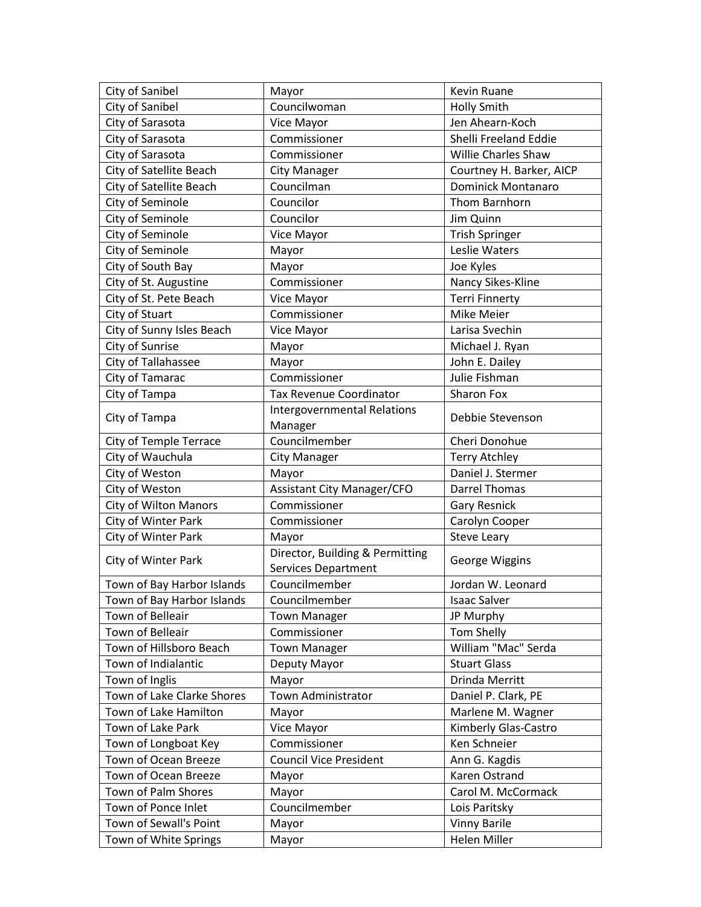| City of Sanibel | Mayor | Kevin Ruane |
|---|---|---|
| City of Sanibel | Councilwoman | Holly Smith |
| City of Sarasota | Vice Mayor | Jen Ahearn-Koch |
| City of Sarasota | Commissioner | Shelli Freeland Eddie |
| City of Sarasota | Commissioner | Willie Charles Shaw |
| City of Satellite Beach | City Manager | Courtney H. Barker, AICP |
| City of Satellite Beach | Councilman | Dominick Montanaro |
| City of Seminole | Councilor | Thom Barnhorn |
| City of Seminole | Councilor | Jim Quinn |
| City of Seminole | Vice Mayor | Trish Springer |
| City of Seminole | Mayor | Leslie Waters |
| City of South Bay | Mayor | Joe Kyles |
| City of St. Augustine | Commissioner | Nancy Sikes-Kline |
| City of St. Pete Beach | Vice Mayor | Terri Finnerty |
| City of Stuart | Commissioner | Mike Meier |
| City of Sunny Isles Beach | Vice Mayor | Larisa Svechin |
| City of Sunrise | Mayor | Michael J. Ryan |
| City of Tallahassee | Mayor | John E. Dailey |
| City of Tamarac | Commissioner | Julie Fishman |
| City of Tampa | Tax Revenue Coordinator | Sharon Fox |
| City of Tampa | Intergovernmental Relations Manager | Debbie Stevenson |
| City of Temple Terrace | Councilmember | Cheri Donohue |
| City of Wauchula | City Manager | Terry Atchley |
| City of Weston | Mayor | Daniel J. Stermer |
| City of Weston | Assistant City Manager/CFO | Darrel Thomas |
| City of Wilton Manors | Commissioner | Gary Resnick |
| City of Winter Park | Commissioner | Carolyn Cooper |
| City of Winter Park | Mayor | Steve Leary |
| City of Winter Park | Director, Building & Permitting Services Department | George Wiggins |
| Town of Bay Harbor Islands | Councilmember | Jordan W. Leonard |
| Town of Bay Harbor Islands | Councilmember | Isaac Salver |
| Town of Belleair | Town Manager | JP Murphy |
| Town of Belleair | Commissioner | Tom Shelly |
| Town of Hillsboro Beach | Town Manager | William "Mac" Serda |
| Town of Indialantic | Deputy Mayor | Stuart Glass |
| Town of Inglis | Mayor | Drinda Merritt |
| Town of Lake Clarke Shores | Town Administrator | Daniel P. Clark, PE |
| Town of Lake Hamilton | Mayor | Marlene M. Wagner |
| Town of Lake Park | Vice Mayor | Kimberly Glas-Castro |
| Town of Longboat Key | Commissioner | Ken Schneier |
| Town of Ocean Breeze | Council Vice President | Ann G. Kagdis |
| Town of Ocean Breeze | Mayor | Karen Ostrand |
| Town of Palm Shores | Mayor | Carol M. McCormack |
| Town of Ponce Inlet | Councilmember | Lois Paritsky |
| Town of Sewall's Point | Mayor | Vinny Barile |
| Town of White Springs | Mayor | Helen Miller |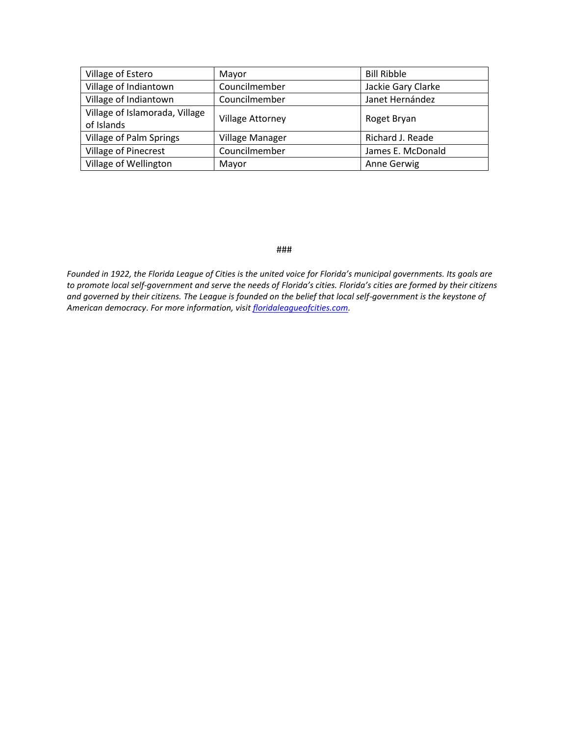| | | |
|---|---|---|
| Village of Estero | Mayor | Bill Ribble |
| Village of Indiantown | Councilmember | Jackie Gary Clarke |
| Village of Indiantown | Councilmember | Janet Hernández |
| Village of Islamorada, Village of Islands | Village Attorney | Roget Bryan |
| Village of Palm Springs | Village Manager | Richard J. Reade |
| Village of Pinecrest | Councilmember | James E. McDonald |
| Village of Wellington | Mayor | Anne Gerwig |

###

*Founded in 1922, the Florida League of Cities is the united voice for Florida's municipal governments. Its goals are to promote local self-government and serve the needs of Florida's cities. Florida's cities are formed by their citizens and governed by their citizens. The League is founded on the belief that local self-government is the keystone of American democracy. For more information, visit floridaleagueofcities.com.*